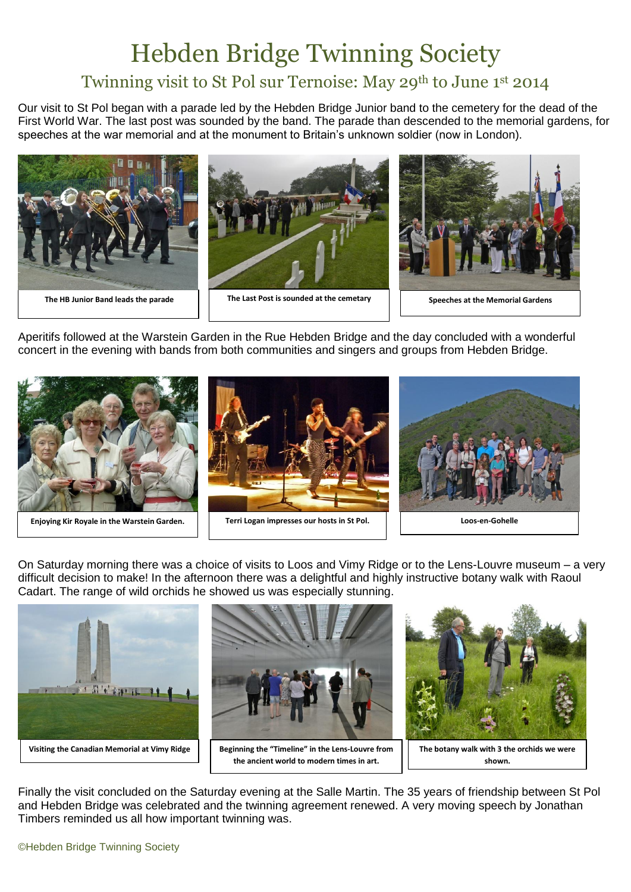# Hebden Bridge Twinning Society

## Twinning visit to St Pol sur Ternoise: May 29th to June 1st 2014

Our visit to St Pol began with a parade led by the Hebden Bridge Junior band to the cemetery for the dead of the First World War. The last post was sounded by the band. The parade than descended to the memorial gardens, for speeches at the war memorial and at the monument to Britain's unknown soldier (now in London).

**The HB Junior Band leads the parade**

**The Last Post is sounded at the cemetary**

**Speeches at the Memorial Gardens**

Aperitifs followed at the Warstein Garden in the Rue Hebden Bridge and the day concluded with a wonderful concert in the evening with bands from both communities and singers and groups from Hebden Bridge.

**Enjoying Kir Royale in the Warstein Garden.**

**Terri Logan impresses our hosts in St Pol.**

**Loos-en-Gohelle**

On Saturday morning there was a choice of visits to Loos and Vimy Ridge or to the Lens-Louvre museum – a very difficult decision to make! In the afternoon there was a delightful and highly instructive botany walk with Raoul Cadart. The range of wild orchids he showed us was especially stunning.

**Visiting the Canadian Memorial at Vimy Ridge**

**Beginning the "Timeline" in the Lens-Louvre from the ancient world to modern times in art.**

**The botany walk with 3 the orchids we were shown.**

Finally the visit concluded on the Saturday evening at the Salle Martin. The 35 years of friendship between St Pol and Hebden Bridge was celebrated and the twinning agreement renewed. A very moving speech by Jonathan Timbers reminded us all how important twinning was.

©Hebden Bridge Twinning Society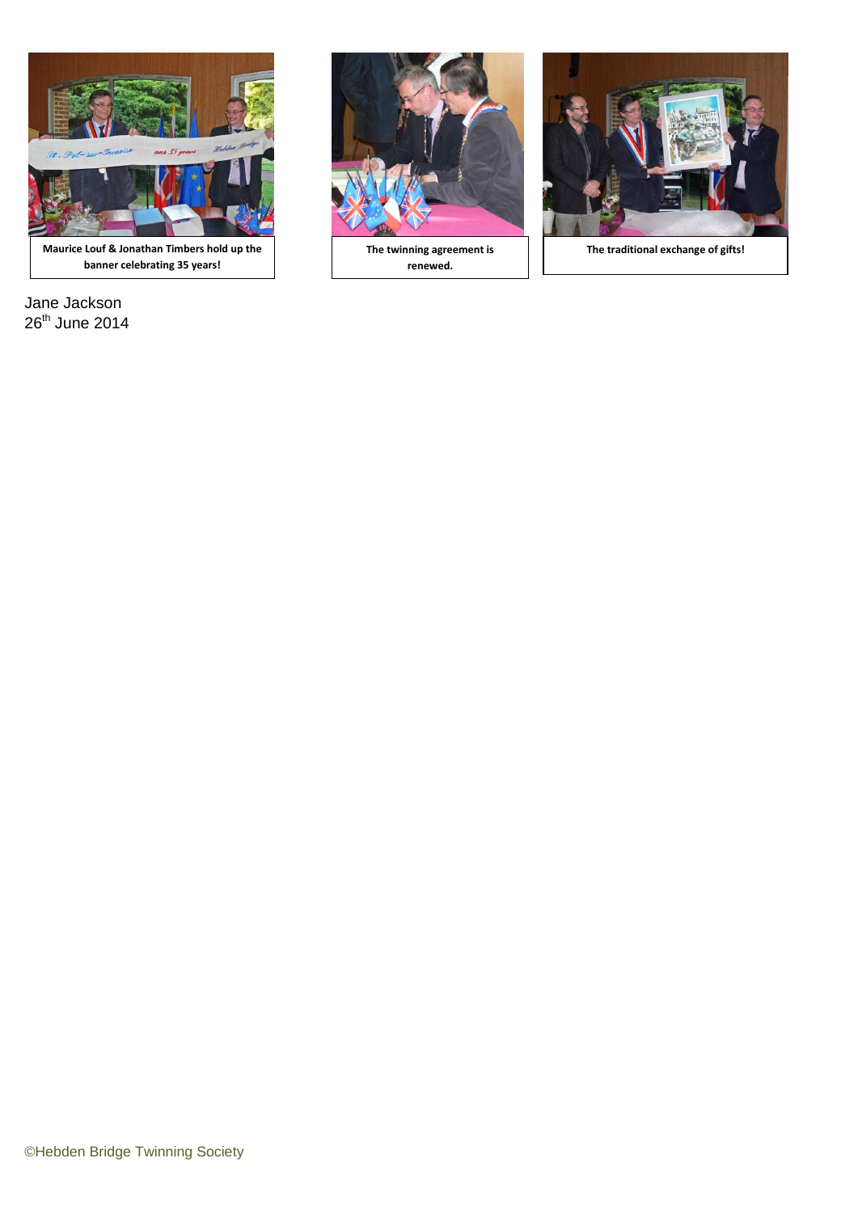**Maurice Louf & Jonathan Timbers hold up the banner celebrating 35 years!**

**The twinning agreement is renewed.**

**The traditional exchange of gifts!**

Jane Jackson
26th June 2014

©Hebden Bridge Twinning Society